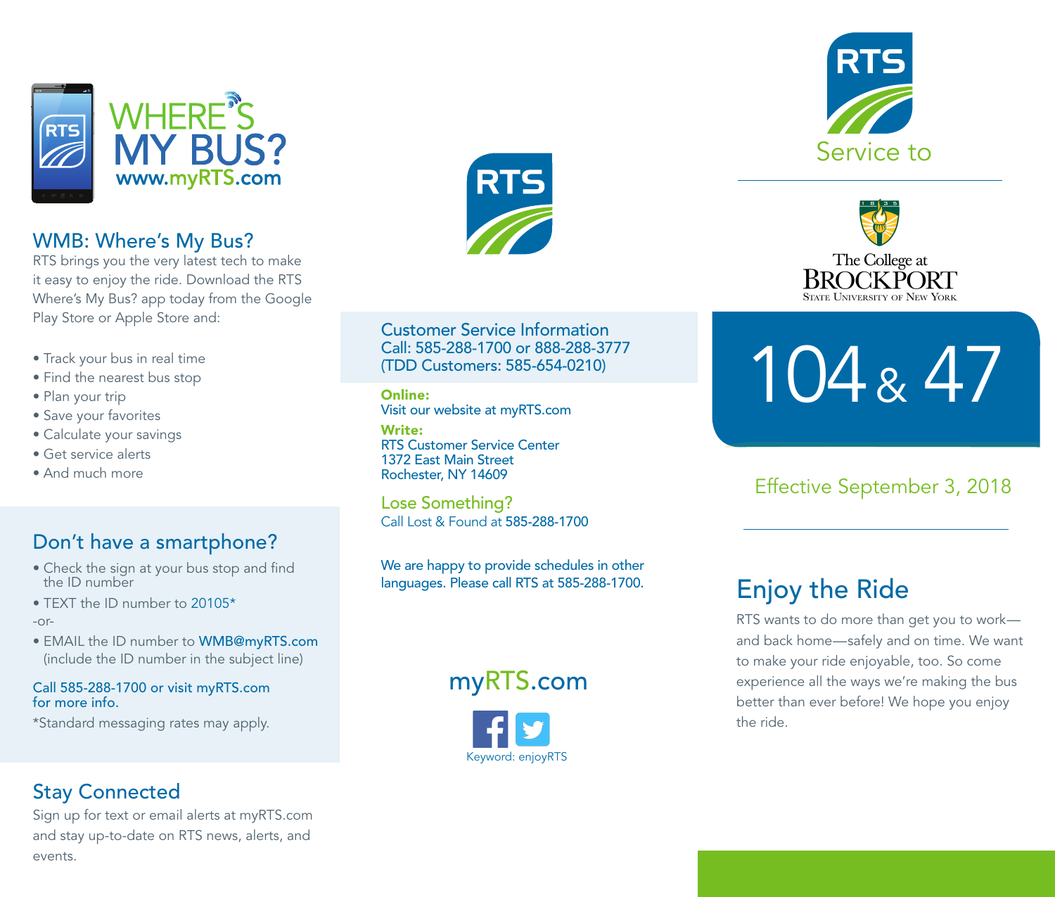# WHERE'S MY BUS?

www.myRTS.com

## WMB: Where's My Bus?

RTS brings you the very latest tech to make it easy to enjoy the ride. Download the RTS Where's My Bus? app today from the Google Play Store or Apple Store and:

- Track your bus in real time
- Find the nearest bus stop
- Plan your trip
- Save your favorites
- Calculate your savings
- Get service alerts
- And much more

## Don't have a smartphone?

- Check the sign at your bus stop and find the ID number
- TEXT the ID number to 20105*

-or-

- EMAIL the ID number to WMB@myRTS.com (include the ID number in the subject line)

Call 585-288-1700 or visit myRTS.com for more info.

*Standard messaging rates may apply.

## Stay Connected

Sign up for text or email alerts at myRTS.com and stay up-to-date on RTS news, alerts, and events.

RTS

## Customer Service Information

Call: 585-288-1700 or 888-288-3777
(TDD Customers: 585-654-0210)

**Online:**
Visit our website at myRTS.com

**Write:**
RTS Customer Service Center
1372 East Main Street
Rochester, NY 14609

## Lose Something?

Call Lost & Found at 585-288-1700

We are happy to provide schedules in other languages. Please call RTS at 585-288-1700.

myRTS.com

Keyword: enjoyRTS

RTS

Service to

The College at BROCKPORT
State University of New York

# 104 & 47

Effective September 3, 2018

## Enjoy the Ride

RTS wants to do more than get you to work—and back home—safely and on time. We want to make your ride enjoyable, too. So come experience all the ways we're making the bus better than ever before! We hope you enjoy the ride.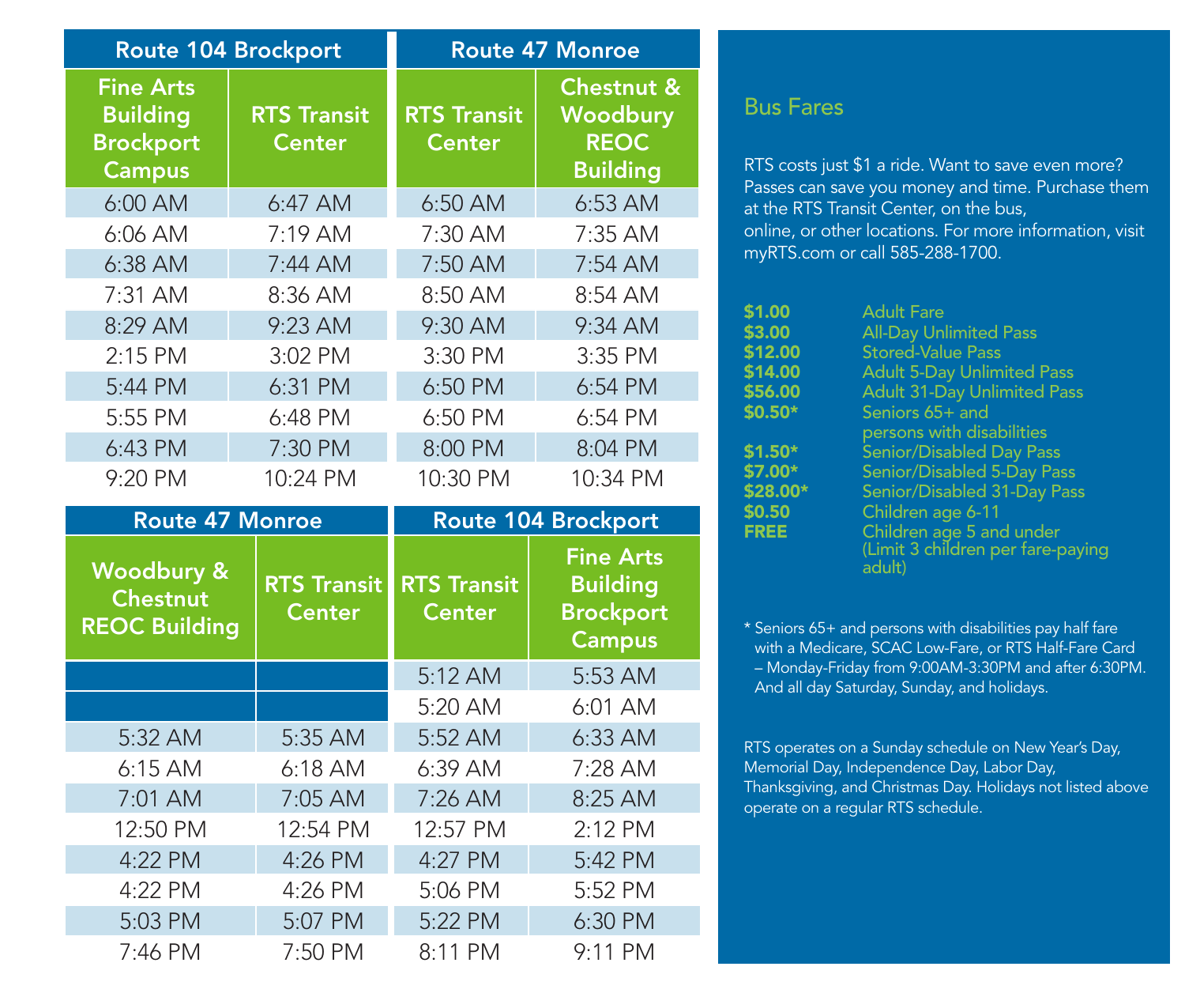## Route 104 Brockport

| Fine Arts Building Brockport Campus | RTS Transit Center |
|---|---|
| 6:00 AM | 6:47 AM |
| 6:06 AM | 7:19 AM |
| 6:38 AM | 7:44 AM |
| 7:31 AM | 8:36 AM |
| 8:29 AM | 9:23 AM |
| 2:15 PM | 3:02 PM |
| 5:44 PM | 6:31 PM |
| 5:55 PM | 6:48 PM |
| 6:43 PM | 7:30 PM |
| 9:20 PM | 10:24 PM |

## Route 47 Monroe

| RTS Transit Center | Chestnut & Woodbury REOC Building |
|---|---|
| 6:50 AM | 6:53 AM |
| 7:30 AM | 7:35 AM |
| 7:50 AM | 7:54 AM |
| 8:50 AM | 8:54 AM |
| 9:30 AM | 9:34 AM |
| 3:30 PM | 3:35 PM |
| 6:50 PM | 6:54 PM |
| 6:50 PM | 6:54 PM |
| 8:00 PM | 8:04 PM |
| 10:30 PM | 10:34 PM |

## Route 47 Monroe

| Woodbury & Chestnut REOC Building | RTS Transit Center |
|---|---|
| | |
| | |
| 5:32 AM | 5:35 AM |
| 6:15 AM | 6:18 AM |
| 7:01 AM | 7:05 AM |
| 12:50 PM | 12:54 PM |
| 4:22 PM | 4:26 PM |
| 4:22 PM | 4:26 PM |
| 5:03 PM | 5:07 PM |
| 7:46 PM | 7:50 PM |

## Route 104 Brockport

| RTS Transit Center | Fine Arts Building Brockport Campus |
|---|---|
| 5:12 AM | 5:53 AM |
| 5:20 AM | 6:01 AM |
| 5:52 AM | 6:33 AM |
| 6:39 AM | 7:28 AM |
| 7:26 AM | 8:25 AM |
| 12:57 PM | 2:12 PM |
| 4:27 PM | 5:42 PM |
| 5:06 PM | 5:52 PM |
| 5:22 PM | 6:30 PM |
| 8:11 PM | 9:11 PM |

## Bus Fares

RTS costs just $1 a ride. Want to save even more? Passes can save you money and time. Purchase them at the RTS Transit Center, on the bus, online, or other locations. For more information, visit myRTS.com or call 585-288-1700.

| | |
|---|---|
| **$1.00** | Adult Fare |
| **$3.00** | All-Day Unlimited Pass |
| **$12.00** | Stored-Value Pass |
| **$14.00** | Adult 5-Day Unlimited Pass |
| **$56.00** | Adult 31-Day Unlimited Pass |
| **$0.50*** | Seniors 65+ and persons with disabilities |
| **$1.50*** | Senior/Disabled Day Pass |
| **$7.00*** | Senior/Disabled 5-Day Pass |
| **$28.00*** | Senior/Disabled 31-Day Pass |
| **$0.50** | Children age 6-11 |
| **FREE** | Children age 5 and under (Limit 3 children per fare-paying adult) |

* Seniors 65+ and persons with disabilities pay half fare with a Medicare, SCAC Low-Fare, or RTS Half-Fare Card – Monday-Friday from 9:00AM-3:30PM and after 6:30PM. And all day Saturday, Sunday, and holidays.

RTS operates on a Sunday schedule on New Year's Day, Memorial Day, Independence Day, Labor Day, Thanksgiving, and Christmas Day. Holidays not listed above operate on a regular RTS schedule.